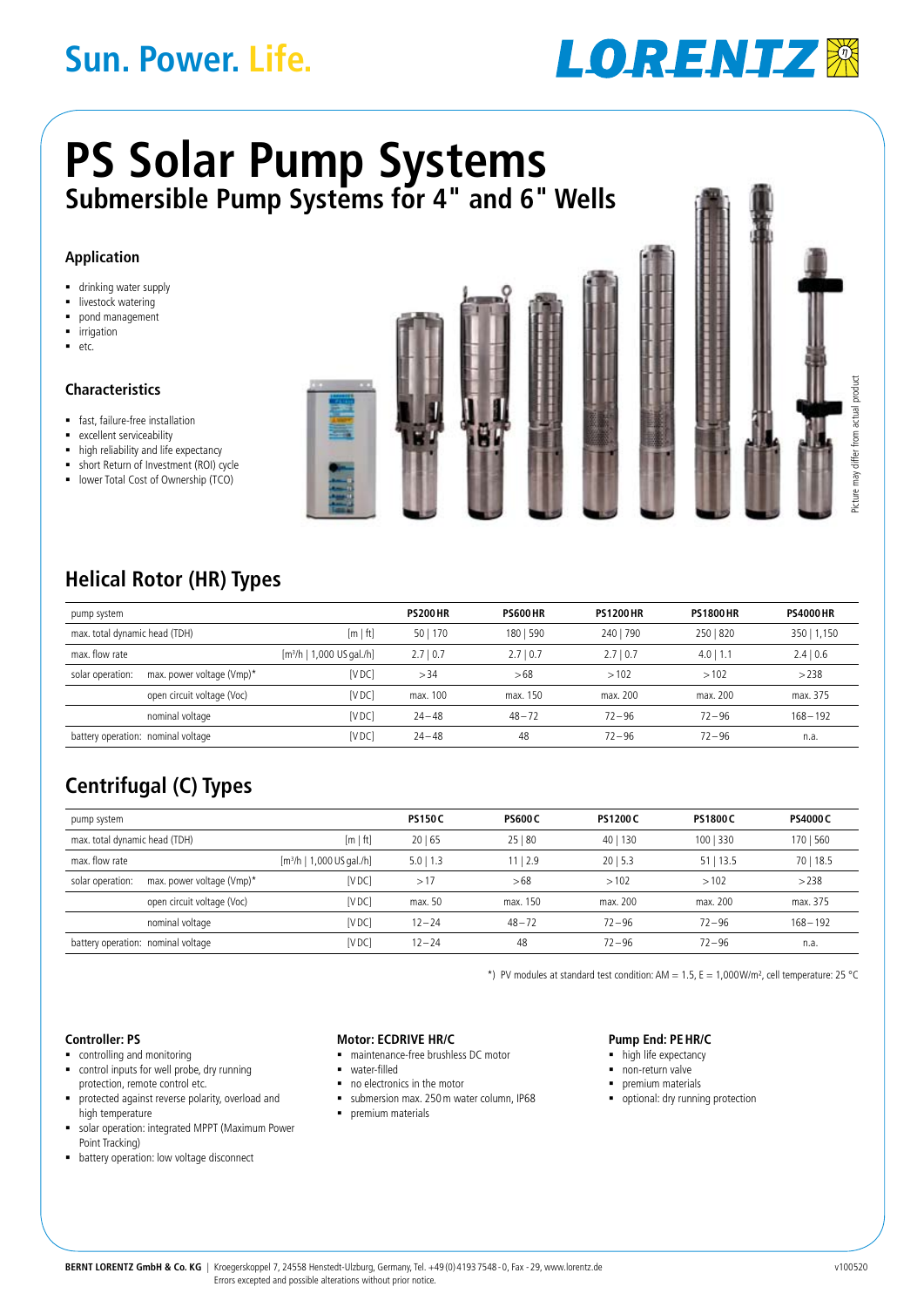Sun. Power. Life.

LORENTZ

# PS Solar Pump Systems

## Submersible Pump Systems for 4" and 6" Wells

### Application

- drinking water supply
- livestock watering
- pond management
- irrigation
- etc.

### Characteristics

- fast, failure-free installation
- excellent serviceability
- high reliability and life expectancy
- short Return of Investment (ROI) cycle
- lower Total Cost of Ownership (TCO)

Picture may differ from actual product

## Helical Rotor (HR) Types

| pump system | | | PS200 HR | PS600 HR | PS1200 HR | PS1800 HR | PS4000 HR |
|---|---|---|---|---|---|---|---|
| max. total dynamic head (TDH) | | [m \| ft] | 50 \| 170 | 180 \| 590 | 240 \| 790 | 250 \| 820 | 350 \| 1,150 |
| max. flow rate | | [m³/h \| 1,000 US gal./h] | 2.7 \| 0.7 | 2.7 \| 0.7 | 2.7 \| 0.7 | 4.0 \| 1.1 | 2.4 \| 0.6 |
| solar operation: | max. power voltage (Vmp)* | [V DC] | > 34 | > 68 | > 102 | > 102 | > 238 |
| | open circuit voltage (Voc) | [V DC] | max. 100 | max. 150 | max. 200 | max. 200 | max. 375 |
| | nominal voltage | [V DC] | 24 – 48 | 48 – 72 | 72 – 96 | 72 – 96 | 168 – 192 |
| battery operation: | nominal voltage | [V DC] | 24 – 48 | 48 | 72 – 96 | 72 – 96 | n.a. |

## Centrifugal (C) Types

| pump system | | | PS150 C | PS600 C | PS1200 C | PS1800 C | PS4000 C |
|---|---|---|---|---|---|---|---|
| max. total dynamic head (TDH) | | [m \| ft] | 20 \| 65 | 25 \| 80 | 40 \| 130 | 100 \| 330 | 170 \| 560 |
| max. flow rate | | [m³/h \| 1,000 US gal./h] | 5.0 \| 1.3 | 11 \| 2.9 | 20 \| 5.3 | 51 \| 13.5 | 70 \| 18.5 |
| solar operation: | max. power voltage (Vmp)* | [V DC] | > 17 | > 68 | > 102 | > 102 | > 238 |
| | open circuit voltage (Voc) | [V DC] | max. 50 | max. 150 | max. 200 | max. 200 | max. 375 |
| | nominal voltage | [V DC] | 12 – 24 | 48 – 72 | 72 – 96 | 72 – 96 | 168 – 192 |
| battery operation: | nominal voltage | [V DC] | 12 – 24 | 48 | 72 – 96 | 72 – 96 | n.a. |

*) PV modules at standard test condition: AM = 1.5, E = 1,000 W/m², cell temperature: 25 °C

### Controller: PS

- controlling and monitoring
- control inputs for well probe, dry running protection, remote control etc.
- protected against reverse polarity, overload and high temperature
- solar operation: integrated MPPT (Maximum Power Point Tracking)
- battery operation: low voltage disconnect

### Motor: ECDRIVE HR/C

- maintenance-free brushless DC motor
- water-filled
- no electronics in the motor
- submersion max. 250 m water column, IP68
- premium materials

### Pump End: PE HR/C

- high life expectancy
- non-return valve
- premium materials
- optional: dry running protection

**BERNT LORENTZ GmbH & Co. KG** | Kroegerskoppel 7, 24558 Henstedt-Ulzburg, Germany, Tel. +49 (0) 4193 7548 - 0, Fax - 29, www.lorentz.de
Errors excepted and possible alterations without prior notice.

v100520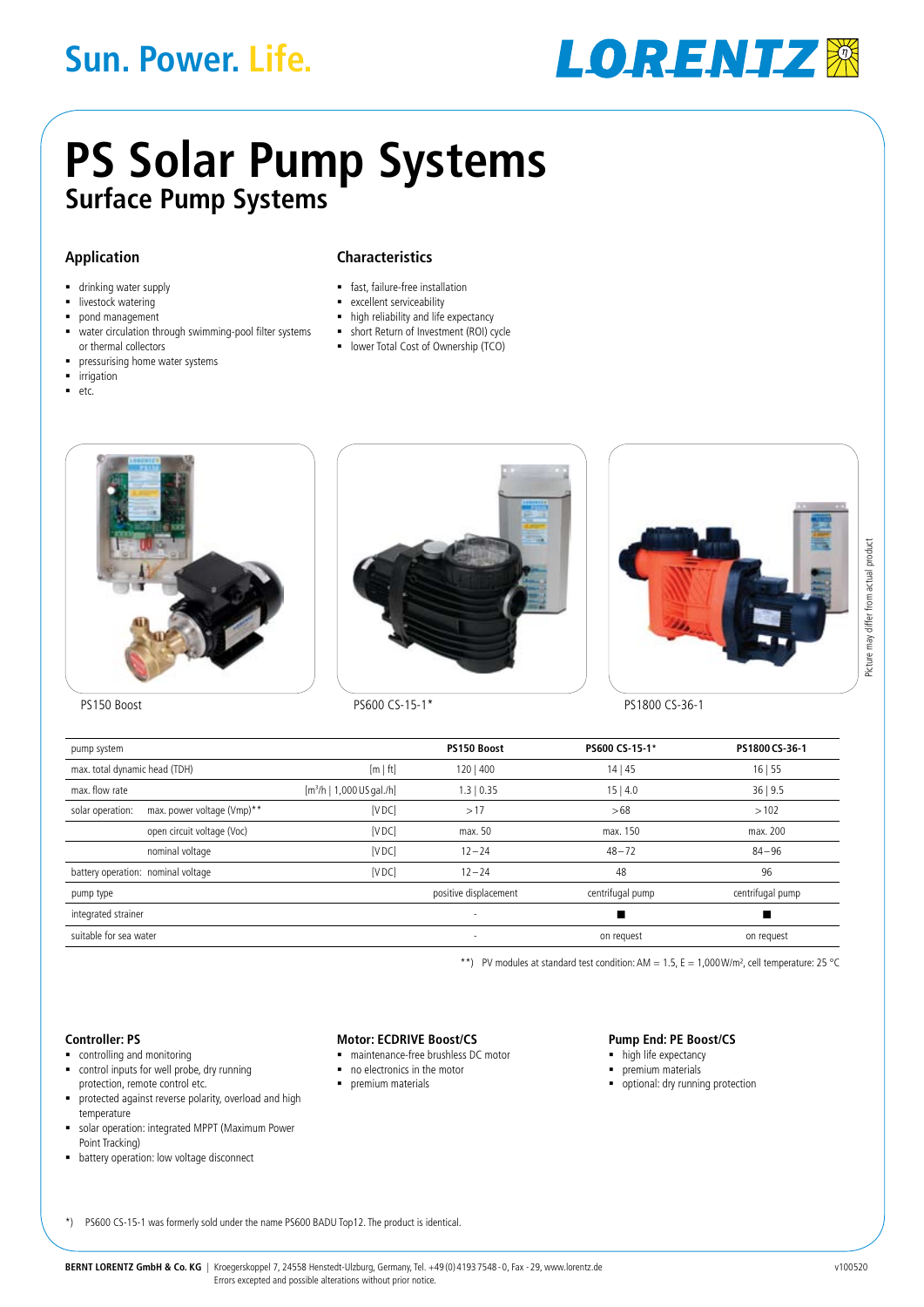Sun. Power. Life.

# PS Solar Pump Systems

## Surface Pump Systems

### Application

- drinking water supply
- livestock watering
- pond management
- water circulation through swimming-pool filter systems or thermal collectors
- pressurising home water systems
- irrigation
- etc.

### Characteristics

- fast, failure-free installation
- excellent serviceability
- high reliability and life expectancy
- short Return of Investment (ROI) cycle
- lower Total Cost of Ownership (TCO)

PS150 Boost

PS600 CS-15-1*

PS1800 CS-36-1

Picture may differ from actual product

| pump system | | | PS150 Boost | PS600 CS-15-1* | PS1800 CS-36-1 |
|---|---|---|---|---|---|
| max. total dynamic head (TDH) | | [m \| ft] | 120 \| 400 | 14 \| 45 | 16 \| 55 |
| max. flow rate | | [$m^3$/h \| 1,000 US gal./h] | 1.3 \| 0.35 | 15 \| 4.0 | 36 \| 9.5 |
| solar operation: | max. power voltage (Vmp)** | [VDC] | > 17 | > 68 | > 102 |
| | open circuit voltage (Voc) | [VDC] | max. 50 | max. 150 | max. 200 |
| | nominal voltage | [VDC] | 12 – 24 | 48 – 72 | 84 – 96 |
| battery operation: | nominal voltage | [VDC] | 12 – 24 | 48 | 96 |
| pump type | | | positive displacement | centrifugal pump | centrifugal pump |
| integrated strainer | | | - | ■ | ■ |
| suitable for sea water | | | - | on request | on request |

**) PV modules at standard test condition: AM = 1.5, E = 1,000 W/$m^2$, cell temperature: 25 °C

### Controller: PS

- controlling and monitoring
- control inputs for well probe, dry running protection, remote control etc.
- protected against reverse polarity, overload and high temperature
- solar operation: integrated MPPT (Maximum Power Point Tracking)
- battery operation: low voltage disconnect

### Motor: ECDRIVE Boost/CS

- maintenance-free brushless DC motor
- no electronics in the motor
- premium materials

### Pump End: PE Boost/CS

- high life expectancy
- premium materials
- optional: dry running protection

*) PS600 CS-15-1 was formerly sold under the name PS600 BADU Top12. The product is identical.

**BERNT LORENTZ GmbH & Co. KG** | Kroegerskoppel 7, 24558 Henstedt-Ulzburg, Germany, Tel. +49 (0) 4193 7548 - 0, Fax - 29, www.lorentz.de
Errors excepted and possible alterations without prior notice.

v100520